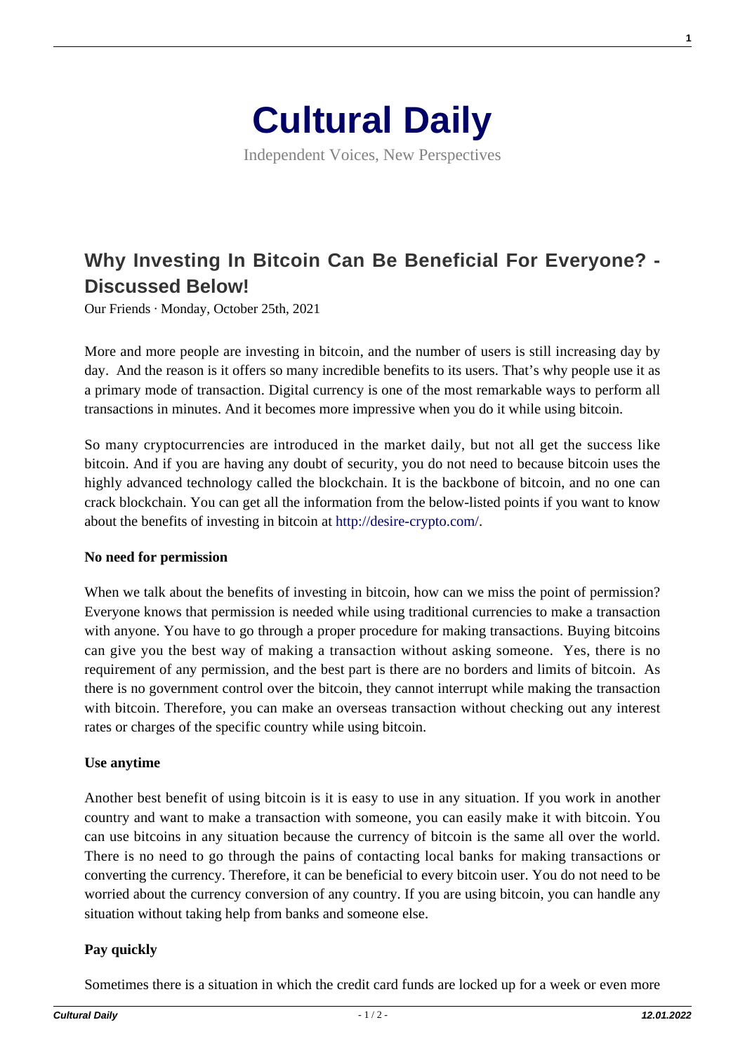# Cultural Daily

Independent Voices, New Perspectives

## Why Investing In Bitcoin Can Be Beneficial For Everyone? - Discussed Below!

Our Friends · Monday, October 25th, 2021

More and more people are investing in bitcoin, and the number of users is still increasing day by day. And the reason is it offers so many incredible benefits to its users. That's why people use it as a primary mode of transaction. Digital currency is one of the most remarkable ways to perform all transactions in minutes. And it becomes more impressive when you do it while using bitcoin.

So many cryptocurrencies are introduced in the market daily, but not all get the success like bitcoin. And if you are having any doubt of security, you do not need to because bitcoin uses the highly advanced technology called the blockchain. It is the backbone of bitcoin, and no one can crack blockchain. You can get all the information from the below-listed points if you want to know about the benefits of investing in bitcoin at http://desire-crypto.com/.

**No need for permission**

When we talk about the benefits of investing in bitcoin, how can we miss the point of permission? Everyone knows that permission is needed while using traditional currencies to make a transaction with anyone. You have to go through a proper procedure for making transactions. Buying bitcoins can give you the best way of making a transaction without asking someone. Yes, there is no requirement of any permission, and the best part is there are no borders and limits of bitcoin. As there is no government control over the bitcoin, they cannot interrupt while making the transaction with bitcoin. Therefore, you can make an overseas transaction without checking out any interest rates or charges of the specific country while using bitcoin.

**Use anytime**

Another best benefit of using bitcoin is it is easy to use in any situation. If you work in another country and want to make a transaction with someone, you can easily make it with bitcoin. You can use bitcoins in any situation because the currency of bitcoin is the same all over the world. There is no need to go through the pains of contacting local banks for making transactions or converting the currency. Therefore, it can be beneficial to every bitcoin user. You do not need to be worried about the currency conversion of any country. If you are using bitcoin, you can handle any situation without taking help from banks and someone else.

**Pay quickly**

Sometimes there is a situation in which the credit card funds are locked up for a week or even more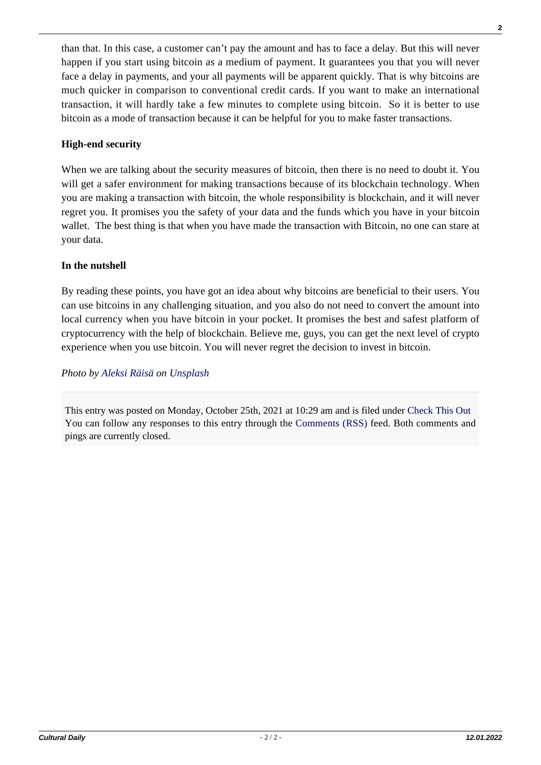than that. In this case, a customer can't pay the amount and has to face a delay. But this will never happen if you start using bitcoin as a medium of payment. It guarantees you that you will never face a delay in payments, and your all payments will be apparent quickly. That is why bitcoins are much quicker in comparison to conventional credit cards. If you want to make an international transaction, it will hardly take a few minutes to complete using bitcoin. So it is better to use bitcoin as a mode of transaction because it can be helpful for you to make faster transactions.

**High-end security**

When we are talking about the security measures of bitcoin, then there is no need to doubt it. You will get a safer environment for making transactions because of its blockchain technology. When you are making a transaction with bitcoin, the whole responsibility is blockchain, and it will never regret you. It promises you the safety of your data and the funds which you have in your bitcoin wallet. The best thing is that when you have made the transaction with Bitcoin, no one can stare at your data.

**In the nutshell**

By reading these points, you have got an idea about why bitcoins are beneficial to their users. You can use bitcoins in any challenging situation, and you also do not need to convert the amount into local currency when you have bitcoin in your pocket. It promises the best and safest platform of cryptocurrency with the help of blockchain. Believe me, guys, you can get the next level of crypto experience when you use bitcoin. You will never regret the decision to invest in bitcoin.

*Photo by Aleksi Räisä on Unsplash*

This entry was posted on Monday, October 25th, 2021 at 10:29 am and is filed under Check This Out You can follow any responses to this entry through the Comments (RSS) feed. Both comments and pings are currently closed.